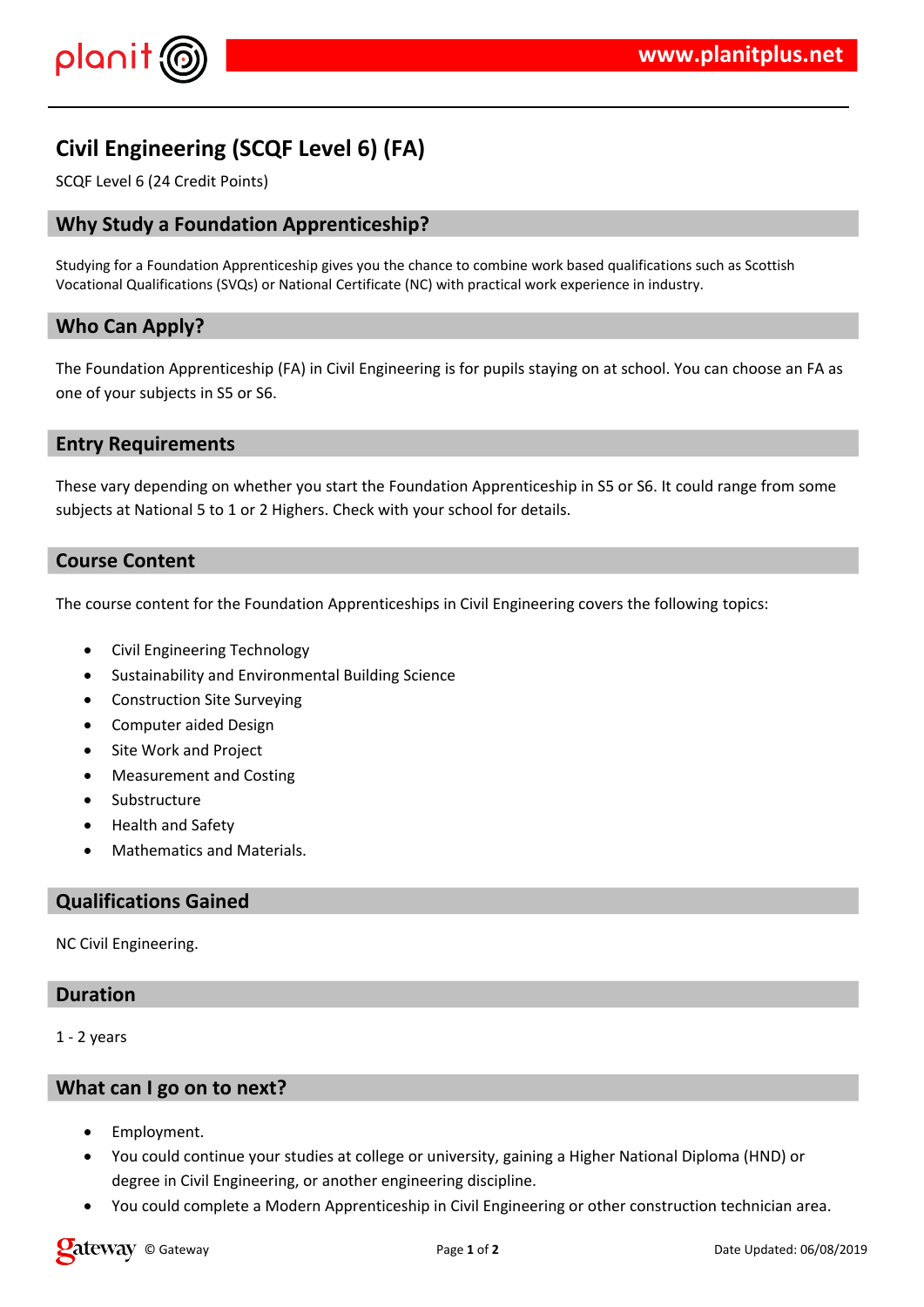# Civil Engineering (SCQF Level 6) (FA)

SCQF Level 6 (24 Credit Points)

## Why Study a Foundation Apprenticeship?

Studying for a Foundation Apprenticeship gives you the chance to combine work based qualifications such as Scottish Vocational Qualifications (SVQs) or National Certificate (NC) with practical work experience in industry.

## Who Can Apply?

The Foundation Apprenticeship (FA) in Civil Engineering is for pupils staying on at school. You can choose an FA as one of your subjects in S5 or S6.

## Entry Requirements

These vary depending on whether you start the Foundation Apprenticeship in S5 or S6. It could range from some subjects at National 5 to 1 or 2 Highers. Check with your school for details.

## Course Content

The course content for the Foundation Apprenticeships in Civil Engineering covers the following topics:

- Civil Engineering Technology
- Sustainability and Environmental Building Science
- Construction Site Surveying
- Computer aided Design
- Site Work and Project
- Measurement and Costing
- Substructure
- Health and Safety
- Mathematics and Materials.

## Qualifications Gained

NC Civil Engineering.

## Duration

1 - 2 years

## What can I go on to next?

- Employment.
- You could continue your studies at college or university, gaining a Higher National Diploma (HND) or degree in Civil Engineering, or another engineering discipline.
- You could complete a Modern Apprenticeship in Civil Engineering or other construction technician area.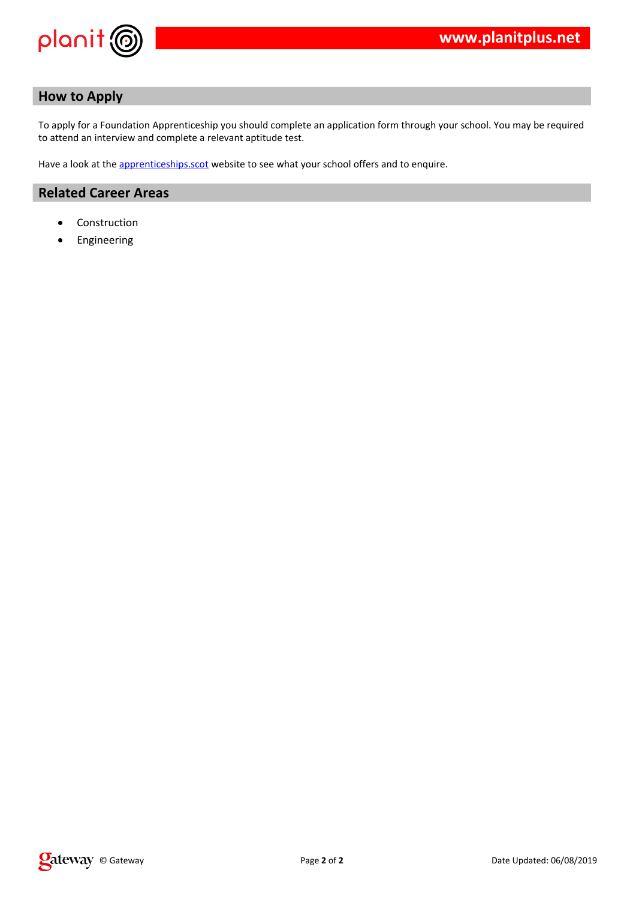## How to Apply

To apply for a Foundation Apprenticeship you should complete an application form through your school. You may be required to attend an interview and complete a relevant aptitude test.

Have a look at the [apprenticeships.scot](apprenticeships.scot) website to see what your school offers and to enquire.

## Related Career Areas

- Construction
- Engineering